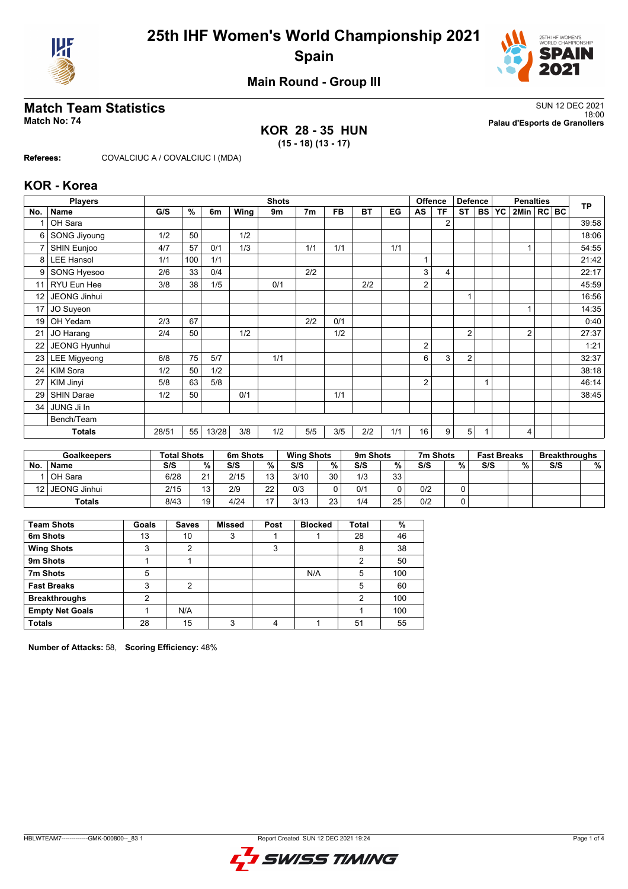# 25th IHF Women's World Championship 2021

## Spain

### Main Round - Group III

## Match Team Statistics

**Match No: 74**

SUN 12 DEC 2021
18:00
**Palau d'Esports de Granollers**

**KOR 28 - 35 HUN**
**(15 - 18) (13 - 17)**

**Referees:** COVALCIUC A / COVALCIUC I (MDA)

## KOR - Korea

| Players | | Shots | | | | | | | | | Offence | | Defence | | | Penalties | | | TP |
|---|---|---|---|---|---|---|---|---|---|---|---|---|---|---|---|---|---|---|---|
| No. | Name | G/S | % | 6m | Wing | 9m | 7m | FB | BT | EG | AS | TF | ST | BS | YC | 2Min | RC | BC | |
| 1 | OH Sara | | | | | | | | | | | 2 | | | | | | | 39:58 |
| 6 | SONG Jiyoung | 1/2 | 50 | | 1/2 | | | | | | | | | | | | | | 18:06 |
| 7 | SHIN Eunjoo | 4/7 | 57 | 0/1 | 1/3 | | 1/1 | 1/1 | | 1/1 | | | | | | 1 | | | 54:55 |
| 8 | LEE Hansol | 1/1 | 100 | 1/1 | | | | | | | 1 | | | | | | | | 21:42 |
| 9 | SONG Hyesoo | 2/6 | 33 | 0/4 | | | 2/2 | | | | 3 | 4 | | | | | | | 22:17 |
| 11 | RYU Eun Hee | 3/8 | 38 | 1/5 | | 0/1 | | | 2/2 | | 2 | | | | | | | | 45:59 |
| 12 | JEONG Jinhui | | | | | | | | | | | | 1 | | | | | | 16:56 |
| 17 | JO Suyeon | | | | | | | | | | | | | | | 1 | | | 14:35 |
| 19 | OH Yedam | 2/3 | 67 | | | | 2/2 | 0/1 | | | | | | | | | | | 0:40 |
| 21 | JO Harang | 2/4 | 50 | | 1/2 | | | 1/2 | | | | | 2 | | | 2 | | | 27:37 |
| 22 | JEONG Hyunhui | | | | | | | | | | 2 | | | | | | | | 1:21 |
| 23 | LEE Migyeong | 6/8 | 75 | 5/7 | | 1/1 | | | | | 6 | 3 | 2 | | | | | | 32:37 |
| 24 | KIM Sora | 1/2 | 50 | 1/2 | | | | | | | | | | | | | | | 38:18 |
| 27 | KIM Jinyi | 5/8 | 63 | 5/8 | | | | | | | 2 | | | 1 | | | | | 46:14 |
| 29 | SHIN Darae | 1/2 | 50 | | 0/1 | | | 1/1 | | | | | | | | | | | 38:45 |
| 34 | JUNG Ji In | | | | | | | | | | | | | | | | | | |
| | Bench/Team | | | | | | | | | | | | | | | | | | |
| | **Totals** | 28/51 | 55 | 13/28 | 3/8 | 1/2 | 5/5 | 3/5 | 2/2 | 1/1 | 16 | 9 | 5 | 1 | | 4 | | | |

| Goalkeepers | | Total Shots | | 6m Shots | | Wing Shots | | 9m Shots | | 7m Shots | | Fast Breaks | | Breakthroughs | |
|---|---|---|---|---|---|---|---|---|---|---|---|---|---|---|---|
| No. | Name | S/S | % | S/S | % | S/S | % | S/S | % | S/S | % | S/S | % | S/S | % |
| 1 | OH Sara | 6/28 | 21 | 2/15 | 13 | 3/10 | 30 | 1/3 | 33 | | | | | | |
| 12 | JEONG Jinhui | 2/15 | 13 | 2/9 | 22 | 0/3 | 0 | 0/1 | 0 | 0/2 | 0 | | | | |
| | **Totals** | 8/43 | 19 | 4/24 | 17 | 3/13 | 23 | 1/4 | 25 | 0/2 | 0 | | | | |

| Team Shots | Goals | Saves | Missed | Post | Blocked | Total | % |
|---|---|---|---|---|---|---|---|
| **6m Shots** | 13 | 10 | 3 | 1 | 1 | 28 | 46 |
| **Wing Shots** | 3 | 2 | | 3 | | 8 | 38 |
| **9m Shots** | 1 | 1 | | | | 2 | 50 |
| **7m Shots** | 5 | | | | N/A | 5 | 100 |
| **Fast Breaks** | 3 | 2 | | | | 5 | 60 |
| **Breakthroughs** | 2 | | | | | 2 | 100 |
| **Empty Net Goals** | 1 | N/A | | | | 1 | 100 |
| **Totals** | 28 | 15 | 3 | 4 | 1 | 51 | 55 |

**Number of Attacks:** 58, **Scoring Efficiency:** 48%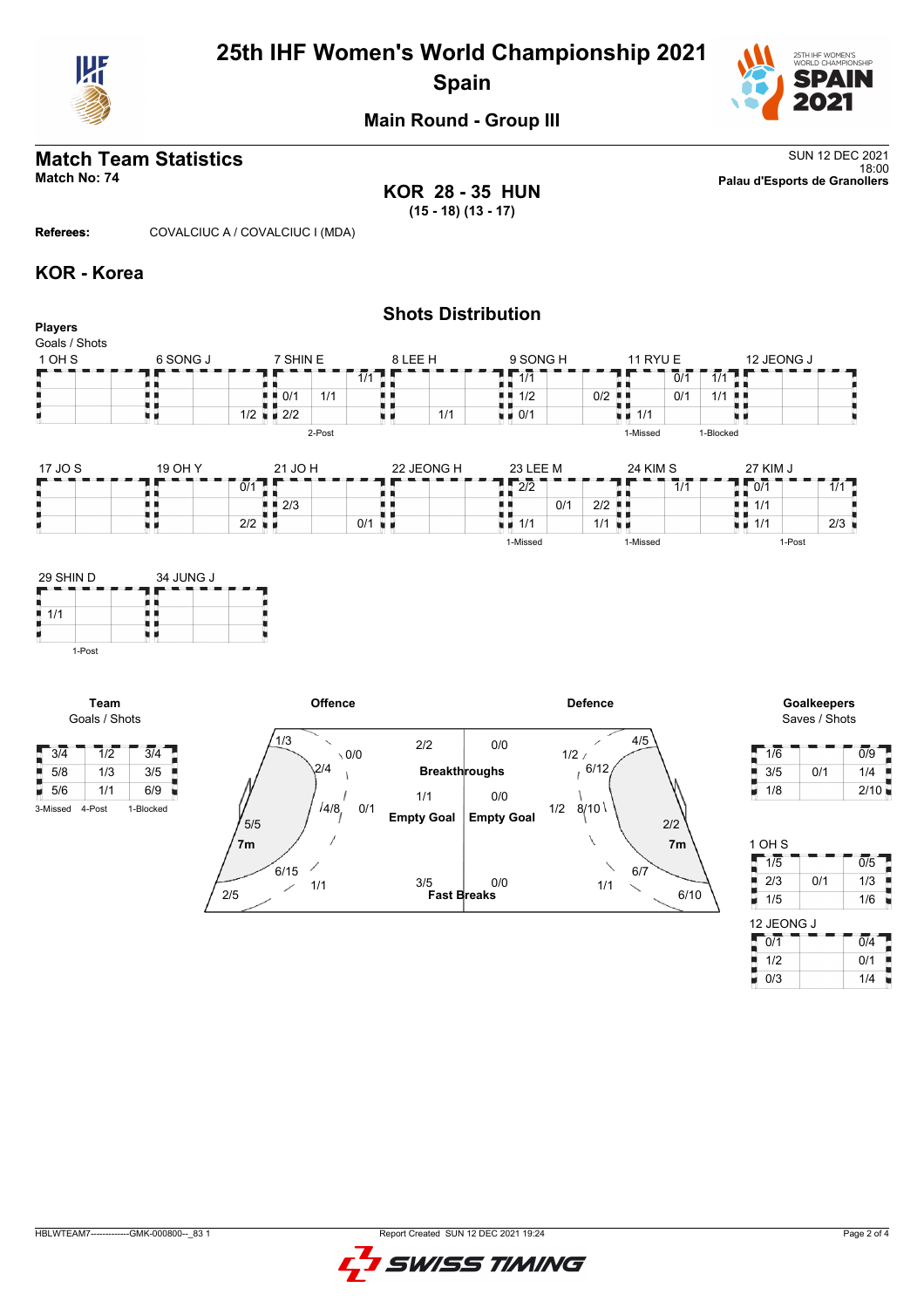# 25th IHF Women's World Championship 2021

## Spain

### Main Round - Group III

## Match Team Statistics

**Match No: 74**

SUN 12 DEC 2021
18:00
**Palau d'Esports de Granollers**

**KOR 28 - 35 HUN**
**(15 - 18) (13 - 17)**

**Referees:** COVALCIUC A / COVALCIUC I (MDA)

## KOR - Korea

### Shots Distribution

**Players**
Goals / Shots

**1 OH S**

| | | |
|---|---|---|
| | | |
| | | |
| | | |

**6 SONG J**

| | | |
|---|---|---|
| | | |
| | | |
| | | 1/2 |

**7 SHIN E**

| | | |
|---|---|---|
| | | 1/1 |
| 0/1 | 1/1 | |
| 2/2 | | |

2-Post

**8 LEE H**

| | | |
|---|---|---|
| | | |
| | | |
| | 1/1 | |

**9 SONG H**

| | | |
|---|---|---|
| 1/1 | | |
| 1/2 | | 0/2 |
| 0/1 | | |

**11 RYU E**

| | | |
|---|---|---|
| | 0/1 | 1/1 |
| | 0/1 | 1/1 |
| 1/1 | | |

1-Missed, 1-Blocked

**12 JEONG J**

| | | |
|---|---|---|
| | | |
| | | |
| | | |

**17 JO S**

| | | |
|---|---|---|
| | | |
| | | |
| | | |

**19 OH Y**

| | | |
|---|---|---|
| | | 0/1 |
| | | |
| | | 2/2 |

**21 JO H**

| | | |
|---|---|---|
| | | |
| 2/3 | | |
| | | 0/1 |

**22 JEONG H**

| | | |
|---|---|---|
| | | |
| | | |
| | | |

**23 LEE M**

| | | |
|---|---|---|
| 2/2 | | |
| | 0/1 | 2/2 |
| 1/1 | | 1/1 |

1-Missed

**24 KIM S**

| | | |
|---|---|---|
| | 1/1 | |
| | | |
| | | |

1-Missed

**27 KIM J**

| | | |
|---|---|---|
| 0/1 | | 1/1 |
| 1/1 | | |
| 1/1 | | 2/3 |

1-Post

**29 SHIN D**

| | | |
|---|---|---|
| | | |
| 1/1 | | |
| | | |

1-Post

**34 JUNG J**

| | | |
|---|---|---|
| | | |
| | | |
| | | |

**Team**
Goals / Shots

| | | |
|---|---|---|
| 3/4 | 1/2 | 3/4 |
| 5/8 | 1/3 | 3/5 |
| 5/6 | 1/1 | 6/9 |

3-Missed, 4-Post, 1-Blocked

**Offence**

| Zone | Goals / Shots |
|---|---|
| Left wing | 1/3 |
| Left 9m | 0/0 |
| Left back (6m) | 2/4 |
| Centre 9m | 4/8 |
| Centre (9m right) | 0/1 |
| Left 6m | 5/5 |
| 7m | 6/15 |
| Right 9m | 1/1 |
| Right wing | 2/5 |

| | Offence | Defence |
|---|---|---|
| Breakthroughs | 2/2 | 0/0 |
| Empty Goal | 1/1 | 0/0 |
| Fast Breaks | 3/5 | 0/0 |

**Defence**

| Zone | Goals / Shots |
|---|---|
| Right wing | 4/5 |
| 9m | 1/2 |
| 6m | 6/12 |
| 9m centre | 1/2 |
| Centre | 8/10 |
| 6m right | 2/2 |
| 7m | 6/7 |
| 9m left | 1/1 |
| Left wing | 6/10 |

**Goalkeepers**
Saves / Shots

| | | |
|---|---|---|
| 1/6 | | 0/9 |
| 3/5 | 0/1 | 1/4 |
| 1/8 | | 2/10 |

**1 OH S**

| | | |
|---|---|---|
| 1/5 | | 0/5 |
| 2/3 | 0/1 | 1/3 |
| 1/5 | | 1/6 |

**12 JEONG J**

| | | |
|---|---|---|
| 0/1 | | 0/4 |
| 1/2 | | 0/1 |
| 0/3 | | 1/4 |

HBLWTEAM7--------------GMK-000800--_83 1 Report Created SUN 12 DEC 2021 19:24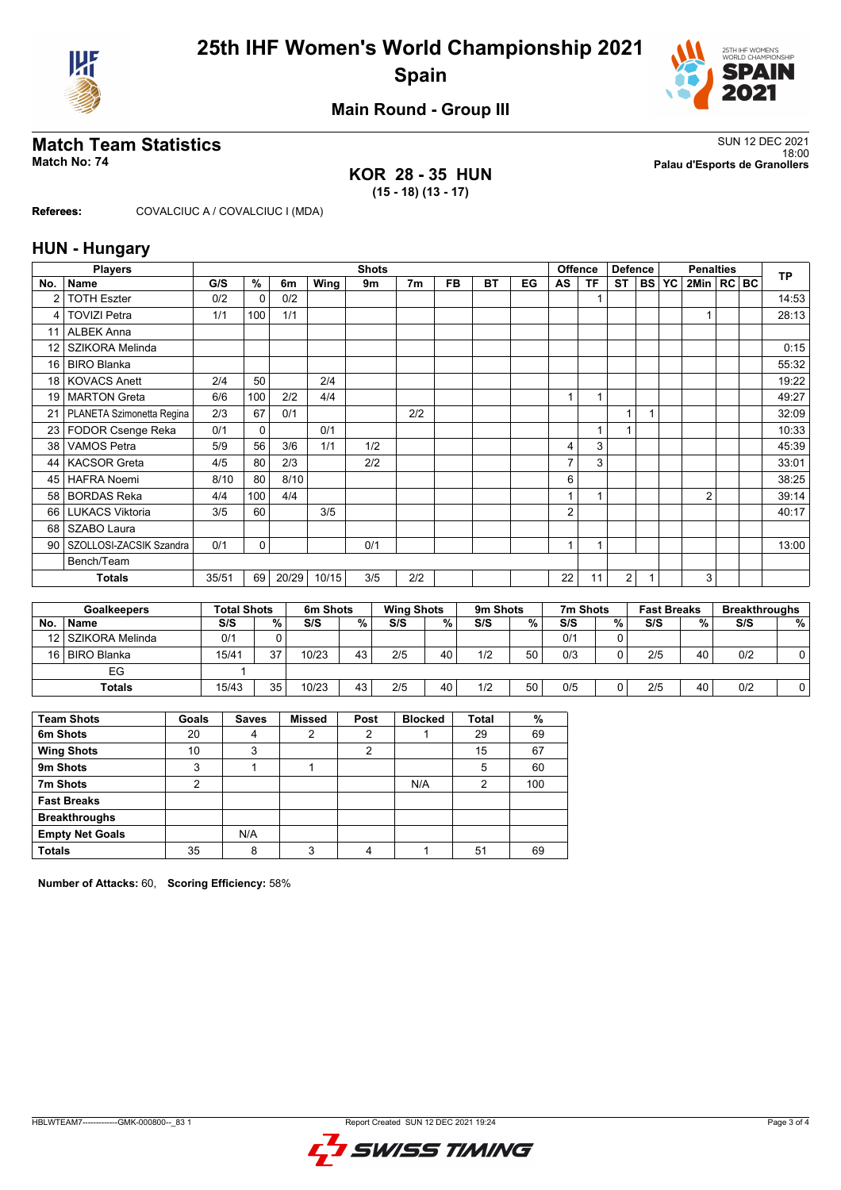# 25th IHF Women's World Championship 2021
## Spain

### Main Round - Group III

## Match Team Statistics

**Match No: 74**

SUN 12 DEC 2021
18:00
**Palau d'Esports de Granollers**

**KOR 28 - 35 HUN**
**(15 - 18) (13 - 17)**

**Referees:** COVALCIUC A / COVALCIUC I (MDA)

## HUN - Hungary

| Players | | Shots | | | | | | | | | Offence | | Defence | | | Penalties | | | TP |
|---|---|---|---|---|---|---|---|---|---|---|---|---|---|---|---|---|---|---|---|
| No. | Name | G/S | % | 6m | Wing | 9m | 7m | FB | BT | EG | AS | TF | ST | BS | YC | 2Min | RC | BC | |
| 2 | TOTH Eszter | 0/2 | 0 | 0/2 | | | | | | | | 1 | | | | | | | 14:53 |
| 4 | TOVIZI Petra | 1/1 | 100 | 1/1 | | | | | | | | | | | | 1 | | | 28:13 |
| 11 | ALBEK Anna | | | | | | | | | | | | | | | | | | |
| 12 | SZIKORA Melinda | | | | | | | | | | | | | | | | | | 0:15 |
| 16 | BIRO Blanka | | | | | | | | | | | | | | | | | | 55:32 |
| 18 | KOVACS Anett | 2/4 | 50 | | 2/4 | | | | | | | | | | | | | | 19:22 |
| 19 | MARTON Greta | 6/6 | 100 | 2/2 | 4/4 | | | | | | 1 | 1 | | | | | | | 49:27 |
| 21 | PLANETA Szimonetta Regina | 2/3 | 67 | 0/1 | | | 2/2 | | | | | | 1 | 1 | | | | | 32:09 |
| 23 | FODOR Csenge Reka | 0/1 | 0 | | 0/1 | | | | | | | 1 | 1 | | | | | | 10:33 |
| 38 | VAMOS Petra | 5/9 | 56 | 3/6 | 1/1 | 1/2 | | | | | 4 | 3 | | | | | | | 45:39 |
| 44 | KACSOR Greta | 4/5 | 80 | 2/3 | | 2/2 | | | | | 7 | 3 | | | | | | | 33:01 |
| 45 | HAFRA Noemi | 8/10 | 80 | 8/10 | | | | | | | 6 | | | | | | | | 38:25 |
| 58 | BORDAS Reka | 4/4 | 100 | 4/4 | | | | | | | 1 | 1 | | | | 2 | | | 39:14 |
| 66 | LUKACS Viktoria | 3/5 | 60 | | 3/5 | | | | | | 2 | | | | | | | | 40:17 |
| 68 | SZABO Laura | | | | | | | | | | | | | | | | | | |
| 90 | SZOLLOSI-ZACSIK Szandra | 0/1 | 0 | | | 0/1 | | | | | 1 | 1 | | | | | | | 13:00 |
| | Bench/Team | | | | | | | | | | | | | | | | | | |
| | **Totals** | 35/51 | 69 | 20/29 | 10/15 | 3/5 | 2/2 | | | | 22 | 11 | 2 | 1 | | 3 | | | |

| Goalkeepers | | Total Shots | | 6m Shots | | Wing Shots | | 9m Shots | | 7m Shots | | Fast Breaks | | Breakthroughs | |
|---|---|---|---|---|---|---|---|---|---|---|---|---|---|---|---|
| No. | Name | S/S | % | S/S | % | S/S | % | S/S | % | S/S | % | S/S | % | S/S | % |
| 12 | SZIKORA Melinda | 0/1 | 0 | | | | | | | 0/1 | 0 | | | | |
| 16 | BIRO Blanka | 15/41 | 37 | 10/23 | 43 | 2/5 | 40 | 1/2 | 50 | 0/3 | 0 | 2/5 | 40 | 0/2 | 0 |
| | EG | 1 | | | | | | | | | | | | | |
| | **Totals** | 15/43 | 35 | 10/23 | 43 | 2/5 | 40 | 1/2 | 50 | 0/5 | 0 | 2/5 | 40 | 0/2 | 0 |

| Team Shots | Goals | Saves | Missed | Post | Blocked | Total | % |
|---|---|---|---|---|---|---|---|
| 6m Shots | 20 | 4 | 2 | 2 | 1 | 29 | 69 |
| Wing Shots | 10 | 3 | | 2 | | 15 | 67 |
| 9m Shots | 3 | 1 | 1 | | | 5 | 60 |
| 7m Shots | 2 | | | | N/A | 2 | 100 |
| Fast Breaks | | | | | | | |
| Breakthroughs | | | | | | | |
| Empty Net Goals | | N/A | | | | | |
| Totals | 35 | 8 | 3 | 4 | 1 | 51 | 69 |

**Number of Attacks:** 60, **Scoring Efficiency:** 58%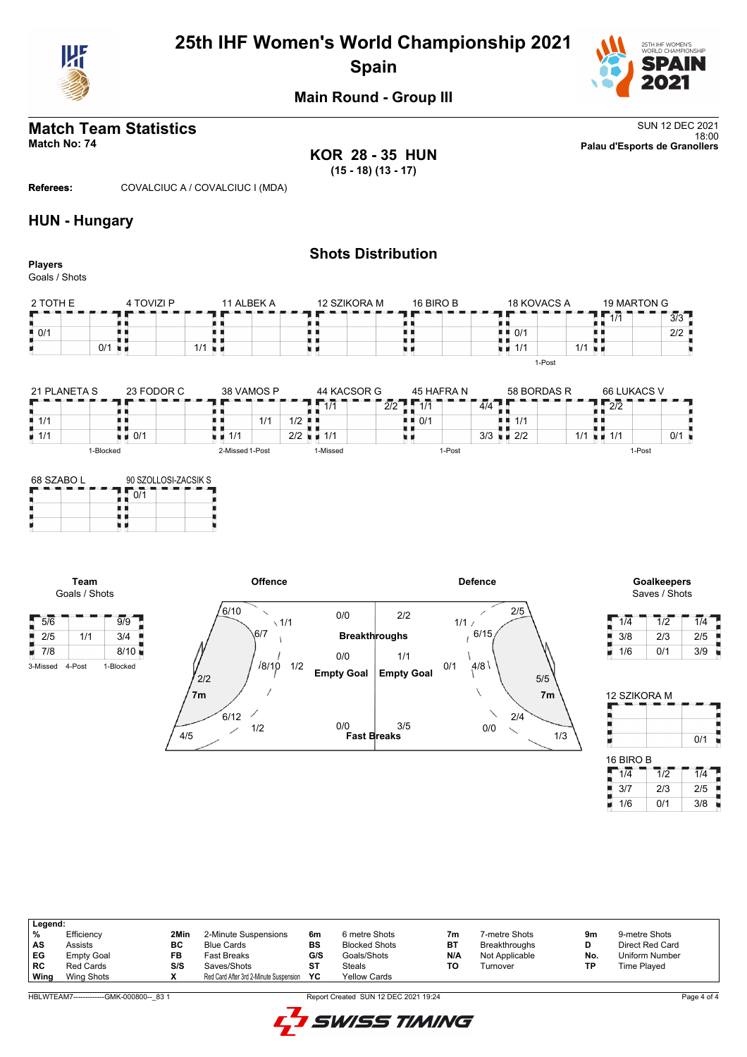# 25th IHF Women's World Championship 2021
## Spain
### Main Round - Group III

## Match Team Statistics
**Match No: 74**

SUN 12 DEC 2021
18:00
**Palau d'Esports de Granollers**

**KOR 28 - 35 HUN**
**(15 - 18) (13 - 17)**

**Referees:** COVALCIUC A / COVALCIUC I (MDA)

## HUN - Hungary

### Shots Distribution

**Players**
Goals / Shots

2 TOTH E
| | | |
|---|---|---|
| | | |
| 0/1 | | |
| | 0/1 | |

4 TOVIZI P
| | | |
|---|---|---|
| | | |
| | | |
| | | 1/1 |

11 ALBEK A
| | | |
|---|---|---|
| | | |
| | | |
| | | |

12 SZIKORA M
| | | |
|---|---|---|
| | | |
| | | |
| | | |

16 BIRO B
| | | |
|---|---|---|
| | | |
| | | |
| | | |

18 KOVACS A
| | | |
|---|---|---|
| | | |
| 0/1 | | |
| 1/1 | | 1/1 |

1-Post

19 MARTON G
| | | |
|---|---|---|
| 1/1 | | 3/3 |
| | | 2/2 |
| | | |

21 PLANETA S
| | | |
|---|---|---|
| | | |
| 1/1 | | |
| 1/1 | | |

1-Blocked

23 FODOR C
| | | |
|---|---|---|
| | | |
| | | |
| 0/1 | | |

38 VAMOS P
| | | |
|---|---|---|
| | | |
| | 1/1 | 1/2 |
| 1/1 | | 2/2 |

2-Missed 1-Post

44 KACSOR G
| | | |
|---|---|---|
| 1/1 | | 2/2 |
| | | |
| 1/1 | | |

1-Missed

45 HAFRA N
| | | |
|---|---|---|
| 1/1 | | 4/4 |
| 0/1 | | |
| | | 3/3 |

1-Post

58 BORDAS R
| | | |
|---|---|---|
| | | |
| 1/1 | | |
| 2/2 | | 1/1 |

66 LUKACS V
| | | |
|---|---|---|
| 2/2 | | |
| | | |
| 1/1 | | 0/1 |

1-Post

68 SZABO L
| | | |
|---|---|---|
| | | |
| | | |
| | | |

90 SZOLLOSI-ZACSIK S
| | | |
|---|---|---|
| 0/1 | | |
| | | |
| | | |

**Team**
Goals / Shots

| | | |
|---|---|---|
| 5/6 | | 9/9 |
| 2/5 | 1/1 | 3/4 |
| 7/8 | | 8/10 |

3-Missed 4-Post 1-Blocked

**Offence**

6/10
1/1
6/7
2/2
7m
8/10
1/2
6/12
1/2
4/5

| | |
|---|---|
| 0/0 | 2/2 |
| **Breakthroughs** | |
| 0/0 | 1/1 |
| **Empty Goal** | **Empty Goal** |
| 0/0 | 3/5 |
| **Fast Breaks** | |

**Defence**

2/5
1/1
6/15
0/1
4/8
5/5
7m
2/4
0/0
1/3

**Goalkeepers**
Saves / Shots

| | | |
|---|---|---|
| 1/4 | 1/2 | 1/4 |
| 3/8 | 2/3 | 2/5 |
| 1/6 | 0/1 | 3/9 |

12 SZIKORA M
| | | |
|---|---|---|
| | | |
| | | |
| | | 0/1 |

16 BIRO B
| | | |
|---|---|---|
| 1/4 | 1/2 | 1/4 |
| 3/7 | 2/3 | 2/5 |
| 1/6 | 0/1 | 3/8 |

**Legend:**

| | | | | | | | | | |
|---|---|---|---|---|---|---|---|---|---|
| % | Efficiency | 2Min | 2-Minute Suspensions | 6m | 6 metre Shots | 7m | 7-metre Shots | 9m | 9-metre Shots |
| AS | Assists | BC | Blue Cards | BS | Blocked Shots | BT | Breakthroughs | D | Direct Red Card |
| EG | Empty Goal | FB | Fast Breaks | G/S | Goals/Shots | N/A | Not Applicable | No. | Uniform Number |
| RC | Red Cards | S/S | Saves/Shots | ST | Steals | TO | Turnover | TP | Time Played |
| Wing | Wing Shots | X | Red Card After 3rd 2-Minute Suspension | YC | Yellow Cards | | | | |

HBLWTEAM7-------------GMK-000800--_83 1 Report Created SUN 12 DEC 2021 19:24